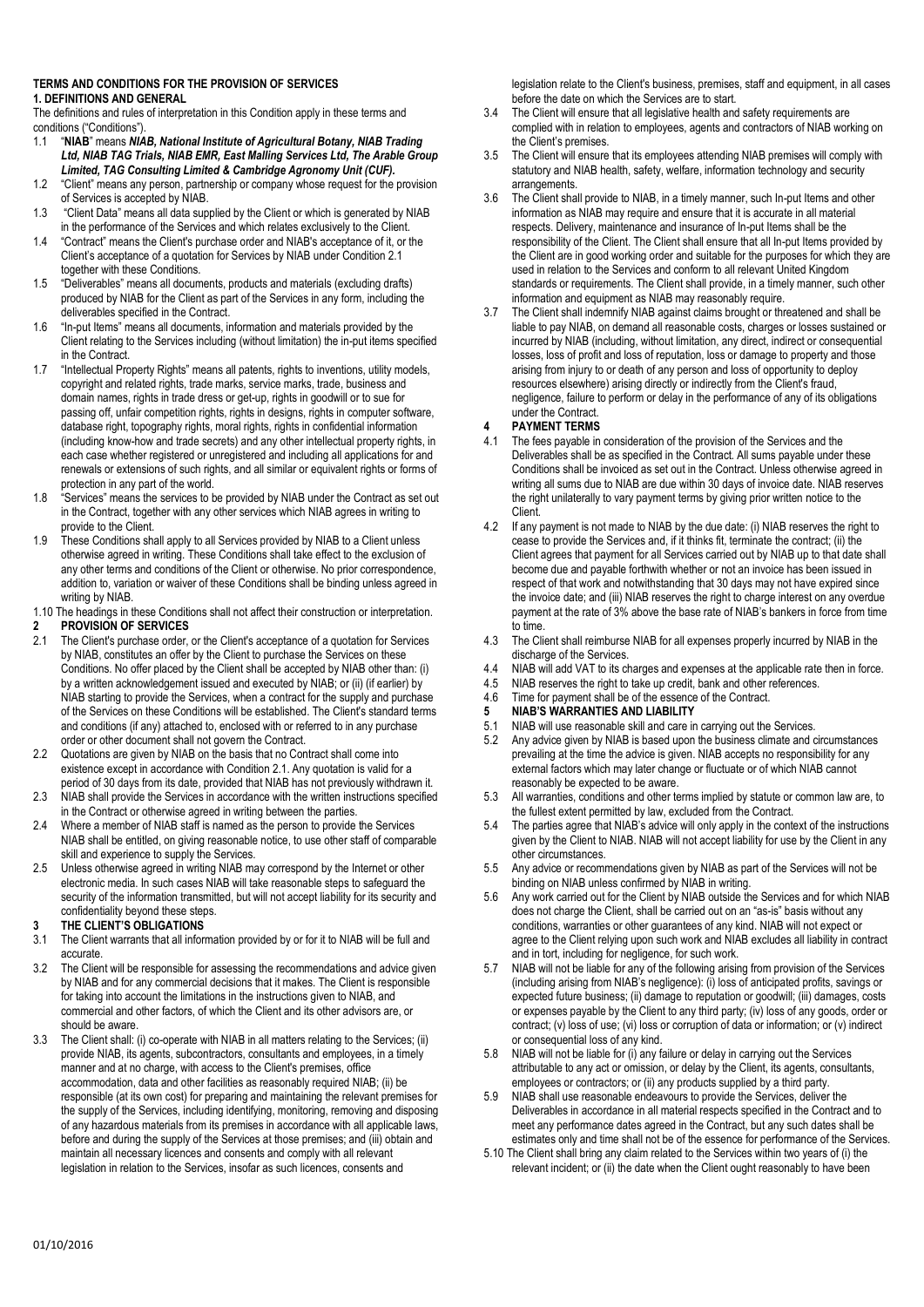# TERMS AND CONDITIONS FOR THE PROVISION OF SERVICES

## 1. DEFINITIONS AND GENERAL

The definitions and rules of interpretation in this Condition apply in these terms and conditions ("Conditions").

1.1 "**NIAB**" means ***NIAB, National Institute of Agricultural Botany, NIAB Trading Ltd, NIAB TAG Trials, NIAB EMR, East Malling Services Ltd, The Arable Group Limited, TAG Consulting Limited & Cambridge Agronomy Unit (CUF).***

1.2 "Client" means any person, partnership or company whose request for the provision of Services is accepted by NIAB.

1.3 "Client Data" means all data supplied by the Client or which is generated by NIAB in the performance of the Services and which relates exclusively to the Client.

1.4 "Contract" means the Client's purchase order and NIAB's acceptance of it, or the Client's acceptance of a quotation for Services by NIAB under Condition 2.1 together with these Conditions.

1.5 "Deliverables" means all documents, products and materials (excluding drafts) produced by NIAB for the Client as part of the Services in any form, including the deliverables specified in the Contract.

1.6 "In-put Items" means all documents, information and materials provided by the Client relating to the Services including (without limitation) the in-put items specified in the Contract.

1.7 "Intellectual Property Rights" means all patents, rights to inventions, utility models, copyright and related rights, trade marks, service marks, trade, business and domain names, rights in trade dress or get-up, rights in goodwill or to sue for passing off, unfair competition rights, rights in designs, rights in computer software, database right, topography rights, moral rights, rights in confidential information (including know-how and trade secrets) and any other intellectual property rights, in each case whether registered or unregistered and including all applications for and renewals or extensions of such rights, and all similar or equivalent rights or forms of protection in any part of the world.

1.8 "Services" means the services to be provided by NIAB under the Contract as set out in the Contract, together with any other services which NIAB agrees in writing to provide to the Client.

1.9 These Conditions shall apply to all Services provided by NIAB to a Client unless otherwise agreed in writing. These Conditions shall take effect to the exclusion of any other terms and conditions of the Client or otherwise. No prior correspondence, addition to, variation or waiver of these Conditions shall be binding unless agreed in writing by NIAB.

1.10 The headings in these Conditions shall not affect their construction or interpretation.

## 2 PROVISION OF SERVICES

2.1 The Client's purchase order, or the Client's acceptance of a quotation for Services by NIAB, constitutes an offer by the Client to purchase the Services on these Conditions. No offer placed by the Client shall be accepted by NIAB other than: (i) by a written acknowledgement issued and executed by NIAB; or (ii) (if earlier) by NIAB starting to provide the Services, when a contract for the supply and purchase of the Services on these Conditions will be established. The Client's standard terms and conditions (if any) attached to, enclosed with or referred to in any purchase order or other document shall not govern the Contract.

2.2 Quotations are given by NIAB on the basis that no Contract shall come into existence except in accordance with Condition 2.1. Any quotation is valid for a period of 30 days from its date, provided that NIAB has not previously withdrawn it.

2.3 NIAB shall provide the Services in accordance with the written instructions specified in the Contract or otherwise agreed in writing between the parties.

2.4 Where a member of NIAB staff is named as the person to provide the Services NIAB shall be entitled, on giving reasonable notice, to use other staff of comparable skill and experience to supply the Services.

2.5 Unless otherwise agreed in writing NIAB may correspond by the Internet or other electronic media. In such cases NIAB will take reasonable steps to safeguard the security of the information transmitted, but will not accept liability for its security and confidentiality beyond these steps.

## 3 THE CLIENT'S OBLIGATIONS

3.1 The Client warrants that all information provided by or for it to NIAB will be full and accurate.

3.2 The Client will be responsible for assessing the recommendations and advice given by NIAB and for any commercial decisions that it makes. The Client is responsible for taking into account the limitations in the instructions given to NIAB, and commercial and other factors, of which the Client and its other advisors are, or should be aware.

3.3 The Client shall: (i) co-operate with NIAB in all matters relating to the Services; (ii) provide NIAB, its agents, subcontractors, consultants and employees, in a timely manner and at no charge, with access to the Client's premises, office accommodation, data and other facilities as reasonably required NIAB; (ii) be responsible (at its own cost) for preparing and maintaining the relevant premises for the supply of the Services, including identifying, monitoring, removing and disposing of any hazardous materials from its premises in accordance with all applicable laws, before and during the supply of the Services at those premises; and (iii) obtain and maintain all necessary licences and consents and comply with all relevant legislation in relation to the Services, insofar as such licences, consents and legislation relate to the Client's business, premises, staff and equipment, in all cases before the date on which the Services are to start.

3.4 The Client will ensure that all legislative health and safety requirements are complied with in relation to employees, agents and contractors of NIAB working on the Client's premises.

3.5 The Client will ensure that its employees attending NIAB premises will comply with statutory and NIAB health, safety, welfare, information technology and security arrangements.

3.6 The Client shall provide to NIAB, in a timely manner, such In-put Items and other information as NIAB may require and ensure that it is accurate in all material respects. Delivery, maintenance and insurance of In-put Items shall be the responsibility of the Client. The Client shall ensure that all In-put Items provided by the Client are in good working order and suitable for the purposes for which they are used in relation to the Services and conform to all relevant United Kingdom standards or requirements. The Client shall provide, in a timely manner, such other information and equipment as NIAB may reasonably require.

3.7 The Client shall indemnify NIAB against claims brought or threatened and shall be liable to pay NIAB, on demand all reasonable costs, charges or losses sustained or incurred by NIAB (including, without limitation, any direct, indirect or consequential losses, loss of profit and loss of reputation, loss or damage to property and those arising from injury to or death of any person and loss of opportunity to deploy resources elsewhere) arising directly or indirectly from the Client's fraud, negligence, failure to perform or delay in the performance of any of its obligations under the Contract.

## 4 PAYMENT TERMS

4.1 The fees payable in consideration of the provision of the Services and the Deliverables shall be as specified in the Contract. All sums payable under these Conditions shall be invoiced as set out in the Contract. Unless otherwise agreed in writing all sums due to NIAB are due within 30 days of invoice date. NIAB reserves the right unilaterally to vary payment terms by giving prior written notice to the Client.

4.2 If any payment is not made to NIAB by the due date: (i) NIAB reserves the right to cease to provide the Services and, if it thinks fit, terminate the contract; (ii) the Client agrees that payment for all Services carried out by NIAB up to that date shall become due and payable forthwith whether or not an invoice has been issued in respect of that work and notwithstanding that 30 days may not have expired since the invoice date; and (iii) NIAB reserves the right to charge interest on any overdue payment at the rate of 3% above the base rate of NIAB's bankers in force from time to time.

4.3 The Client shall reimburse NIAB for all expenses properly incurred by NIAB in the discharge of the Services.

4.4 NIAB will add VAT to its charges and expenses at the applicable rate then in force.

4.5 NIAB reserves the right to take up credit, bank and other references.

4.6 Time for payment shall be of the essence of the Contract.

## 5 NIAB'S WARRANTIES AND LIABILITY

5.1 NIAB will use reasonable skill and care in carrying out the Services.

5.2 Any advice given by NIAB is based upon the business climate and circumstances prevailing at the time the advice is given. NIAB accepts no responsibility for any external factors which may later change or fluctuate or of which NIAB cannot reasonably be expected to be aware.

5.3 All warranties, conditions and other terms implied by statute or common law are, to the fullest extent permitted by law, excluded from the Contract.

5.4 The parties agree that NIAB's advice will only apply in the context of the instructions given by the Client to NIAB. NIAB will not accept liability for use by the Client in any other circumstances.

5.5 Any advice or recommendations given by NIAB as part of the Services will not be binding on NIAB unless confirmed by NIAB in writing.

5.6 Any work carried out for the Client by NIAB outside the Services and for which NIAB does not charge the Client, shall be carried out on an "as-is" basis without any conditions, warranties or other guarantees of any kind. NIAB will not expect or agree to the Client relying upon such work and NIAB excludes all liability in contract and in tort, including for negligence, for such work.

5.7 NIAB will not be liable for any of the following arising from provision of the Services (including arising from NIAB's negligence): (i) loss of anticipated profits, savings or expected future business; (ii) damage to reputation or goodwill; (iii) damages, costs or expenses payable by the Client to any third party; (iv) loss of any goods, order or contract; (v) loss of use; (vi) loss or corruption of data or information; or (v) indirect or consequential loss of any kind.

5.8 NIAB will not be liable for (i) any failure or delay in carrying out the Services attributable to any act or omission, or delay by the Client, its agents, consultants, employees or contractors; or (ii) any products supplied by a third party.

5.9 NIAB shall use reasonable endeavours to provide the Services, deliver the Deliverables in accordance in all material respects specified in the Contract and to meet any performance dates agreed in the Contract, but any such dates shall be estimates only and time shall not be of the essence for performance of the Services.

5.10 The Client shall bring any claim related to the Services within two years of (i) the relevant incident; or (ii) the date when the Client ought reasonably to have been

01/10/2016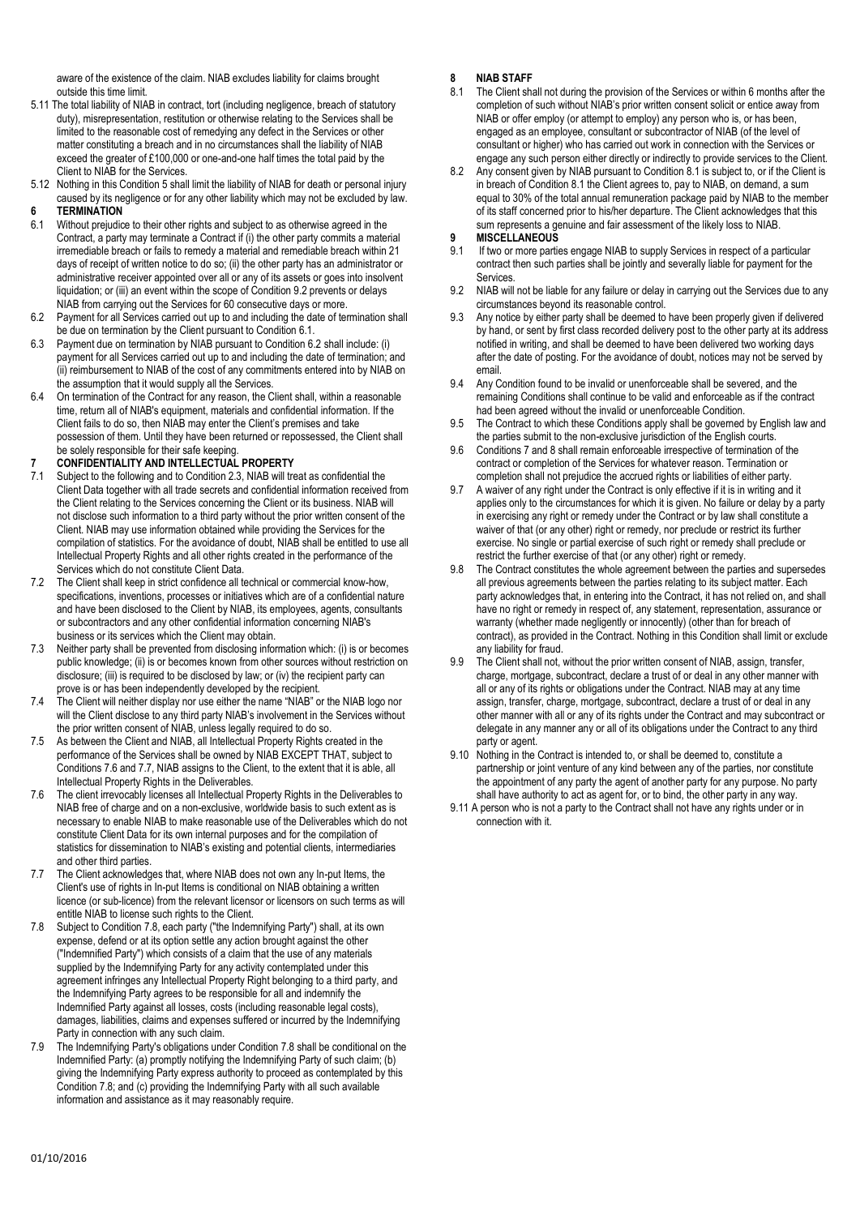aware of the existence of the claim. NIAB excludes liability for claims brought outside this time limit.

5.11 The total liability of NIAB in contract, tort (including negligence, breach of statutory duty), misrepresentation, restitution or otherwise relating to the Services shall be limited to the reasonable cost of remedying any defect in the Services or other matter constituting a breach and in no circumstances shall the liability of NIAB exceed the greater of £100,000 or one-and-one half times the total paid by the Client to NIAB for the Services.

5.12 Nothing in this Condition 5 shall limit the liability of NIAB for death or personal injury caused by its negligence or for any other liability which may not be excluded by law.

## 6 TERMINATION

6.1 Without prejudice to their other rights and subject to as otherwise agreed in the Contract, a party may terminate a Contract if (i) the other party commits a material irremediable breach or fails to remedy a material and remediable breach within 21 days of receipt of written notice to do so; (ii) the other party has an administrator or administrative receiver appointed over all or any of its assets or goes into insolvent liquidation; or (iii) an event within the scope of Condition 9.2 prevents or delays NIAB from carrying out the Services for 60 consecutive days or more.

6.2 Payment for all Services carried out up to and including the date of termination shall be due on termination by the Client pursuant to Condition 6.1.

6.3 Payment due on termination by NIAB pursuant to Condition 6.2 shall include: (i) payment for all Services carried out up to and including the date of termination; and (ii) reimbursement to NIAB of the cost of any commitments entered into by NIAB on the assumption that it would supply all the Services.

6.4 On termination of the Contract for any reason, the Client shall, within a reasonable time, return all of NIAB's equipment, materials and confidential information. If the Client fails to do so, then NIAB may enter the Client's premises and take possession of them. Until they have been returned or repossessed, the Client shall be solely responsible for their safe keeping.

## 7 CONFIDENTIALITY AND INTELLECTUAL PROPERTY

7.1 Subject to the following and to Condition 2.3, NIAB will treat as confidential the Client Data together with all trade secrets and confidential information received from the Client relating to the Services concerning the Client or its business. NIAB will not disclose such information to a third party without the prior written consent of the Client. NIAB may use information obtained while providing the Services for the compilation of statistics. For the avoidance of doubt, NIAB shall be entitled to use all Intellectual Property Rights and all other rights created in the performance of the Services which do not constitute Client Data.

7.2 The Client shall keep in strict confidence all technical or commercial know-how, specifications, inventions, processes or initiatives which are of a confidential nature and have been disclosed to the Client by NIAB, its employees, agents, consultants or subcontractors and any other confidential information concerning NIAB's business or its services which the Client may obtain.

7.3 Neither party shall be prevented from disclosing information which: (i) is or becomes public knowledge; (ii) is or becomes known from other sources without restriction on disclosure; (iii) is required to be disclosed by law; or (iv) the recipient party can prove is or has been independently developed by the recipient.

7.4 The Client will neither display nor use either the name "NIAB" or the NIAB logo nor will the Client disclose to any third party NIAB's involvement in the Services without the prior written consent of NIAB, unless legally required to do so.

7.5 As between the Client and NIAB, all Intellectual Property Rights created in the performance of the Services shall be owned by NIAB EXCEPT THAT, subject to Conditions 7.6 and 7.7, NIAB assigns to the Client, to the extent that it is able, all Intellectual Property Rights in the Deliverables.

7.6 The client irrevocably licenses all Intellectual Property Rights in the Deliverables to NIAB free of charge and on a non-exclusive, worldwide basis to such extent as is necessary to enable NIAB to make reasonable use of the Deliverables which do not constitute Client Data for its own internal purposes and for the compilation of statistics for dissemination to NIAB's existing and potential clients, intermediaries and other third parties.

7.7 The Client acknowledges that, where NIAB does not own any In-put Items, the Client's use of rights in In-put Items is conditional on NIAB obtaining a written licence (or sub-licence) from the relevant licensor or licensors on such terms as will entitle NIAB to license such rights to the Client.

7.8 Subject to Condition 7.8, each party ("the Indemnifying Party") shall, at its own expense, defend or at its option settle any action brought against the other ("Indemnified Party") which consists of a claim that the use of any materials supplied by the Indemnifying Party for any activity contemplated under this agreement infringes any Intellectual Property Right belonging to a third party, and the Indemnifying Party agrees to be responsible for all and indemnify the Indemnified Party against all losses, costs (including reasonable legal costs), damages, liabilities, claims and expenses suffered or incurred by the Indemnifying Party in connection with any such claim.

7.9 The Indemnifying Party's obligations under Condition 7.8 shall be conditional on the Indemnified Party: (a) promptly notifying the Indemnifying Party of such claim; (b) giving the Indemnifying Party express authority to proceed as contemplated by this Condition 7.8; and (c) providing the Indemnifying Party with all such available information and assistance as it may reasonably require.

## 8 NIAB STAFF

8.1 The Client shall not during the provision of the Services or within 6 months after the completion of such without NIAB's prior written consent solicit or entice away from NIAB or offer employ (or attempt to employ) any person who is, or has been, engaged as an employee, consultant or subcontractor of NIAB (of the level of consultant or higher) who has carried out work in connection with the Services or engage any such person either directly or indirectly to provide services to the Client.

8.2 Any consent given by NIAB pursuant to Condition 8.1 is subject to, or if the Client is in breach of Condition 8.1 the Client agrees to, pay to NIAB, on demand, a sum equal to 30% of the total annual remuneration package paid by NIAB to the member of its staff concerned prior to his/her departure. The Client acknowledges that this sum represents a genuine and fair assessment of the likely loss to NIAB.

## 9 MISCELLANEOUS

9.1 If two or more parties engage NIAB to supply Services in respect of a particular contract then such parties shall be jointly and severally liable for payment for the Services.

9.2 NIAB will not be liable for any failure or delay in carrying out the Services due to any circumstances beyond its reasonable control.

9.3 Any notice by either party shall be deemed to have been properly given if delivered by hand, or sent by first class recorded delivery post to the other party at its address notified in writing, and shall be deemed to have been delivered two working days after the date of posting. For the avoidance of doubt, notices may not be served by email.

9.4 Any Condition found to be invalid or unenforceable shall be severed, and the remaining Conditions shall continue to be valid and enforceable as if the contract had been agreed without the invalid or unenforceable Condition.

9.5 The Contract to which these Conditions apply shall be governed by English law and the parties submit to the non-exclusive jurisdiction of the English courts.

9.6 Conditions 7 and 8 shall remain enforceable irrespective of termination of the contract or completion of the Services for whatever reason. Termination or completion shall not prejudice the accrued rights or liabilities of either party.

9.7 A waiver of any right under the Contract is only effective if it is in writing and it applies only to the circumstances for which it is given. No failure or delay by a party in exercising any right or remedy under the Contract or by law shall constitute a waiver of that (or any other) right or remedy, nor preclude or restrict its further exercise. No single or partial exercise of such right or remedy shall preclude or restrict the further exercise of that (or any other) right or remedy.

9.8 The Contract constitutes the whole agreement between the parties and supersedes all previous agreements between the parties relating to its subject matter. Each party acknowledges that, in entering into the Contract, it has not relied on, and shall have no right or remedy in respect of, any statement, representation, assurance or warranty (whether made negligently or innocently) (other than for breach of contract), as provided in the Contract. Nothing in this Condition shall limit or exclude any liability for fraud.

9.9 The Client shall not, without the prior written consent of NIAB, assign, transfer, charge, mortgage, subcontract, declare a trust of or deal in any other manner with all or any of its rights or obligations under the Contract. NIAB may at any time assign, transfer, charge, mortgage, subcontract, declare a trust of or deal in any other manner with all or any of its rights under the Contract and may subcontract or delegate in any manner any or all of its obligations under the Contract to any third party or agent.

9.10 Nothing in the Contract is intended to, or shall be deemed to, constitute a partnership or joint venture of any kind between any of the parties, nor constitute the appointment of any party the agent of another party for any purpose. No party shall have authority to act as agent for, or to bind, the other party in any way.

9.11 A person who is not a party to the Contract shall not have any rights under or in connection with it.

01/10/2016